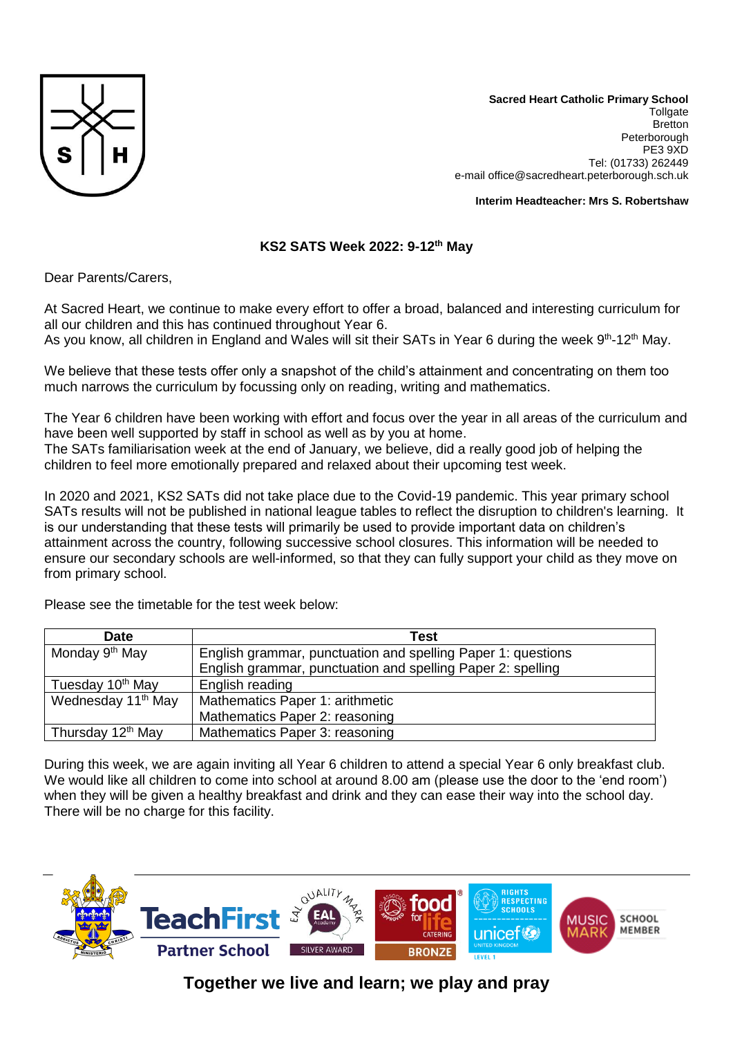**Sacred Heart Catholic Primary School**
Tollgate
Bretton
Peterborough
PE3 9XD
Tel: (01733) 262449
e-mail office@sacredheart.peterborough.sch.uk

**Interim Headteacher: Mrs S. Robertshaw**

## KS2 SATS Week 2022: 9-12th May

Dear Parents/Carers,

At Sacred Heart, we continue to make every effort to offer a broad, balanced and interesting curriculum for all our children and this has continued throughout Year 6.
As you know, all children in England and Wales will sit their SATs in Year 6 during the week 9th-12th May.

We believe that these tests offer only a snapshot of the child's attainment and concentrating on them too much narrows the curriculum by focussing only on reading, writing and mathematics.

The Year 6 children have been working with effort and focus over the year in all areas of the curriculum and have been well supported by staff in school as well as by you at home.
The SATs familiarisation week at the end of January, we believe, did a really good job of helping the children to feel more emotionally prepared and relaxed about their upcoming test week.

In 2020 and 2021, KS2 SATs did not take place due to the Covid-19 pandemic. This year primary school SATs results will not be published in national league tables to reflect the disruption to children's learning. It is our understanding that these tests will primarily be used to provide important data on children's attainment across the country, following successive school closures. This information will be needed to ensure our secondary schools are well-informed, so that they can fully support your child as they move on from primary school.

Please see the timetable for the test week below:

| Date | Test |
|---|---|
| Monday 9th May | English grammar, punctuation and spelling Paper 1: questions<br>English grammar, punctuation and spelling Paper 2: spelling |
| Tuesday 10th May | English reading |
| Wednesday 11th May | Mathematics Paper 1: arithmetic<br>Mathematics Paper 2: reasoning |
| Thursday 12th May | Mathematics Paper 3: reasoning |

During this week, we are again inviting all Year 6 children to attend a special Year 6 only breakfast club. We would like all children to come into school at around 8.00 am (please use the door to the 'end room') when they will be given a healthy breakfast and drink and they can ease their way into the school day. There will be no charge for this facility.

**Together we live and learn; we play and pray**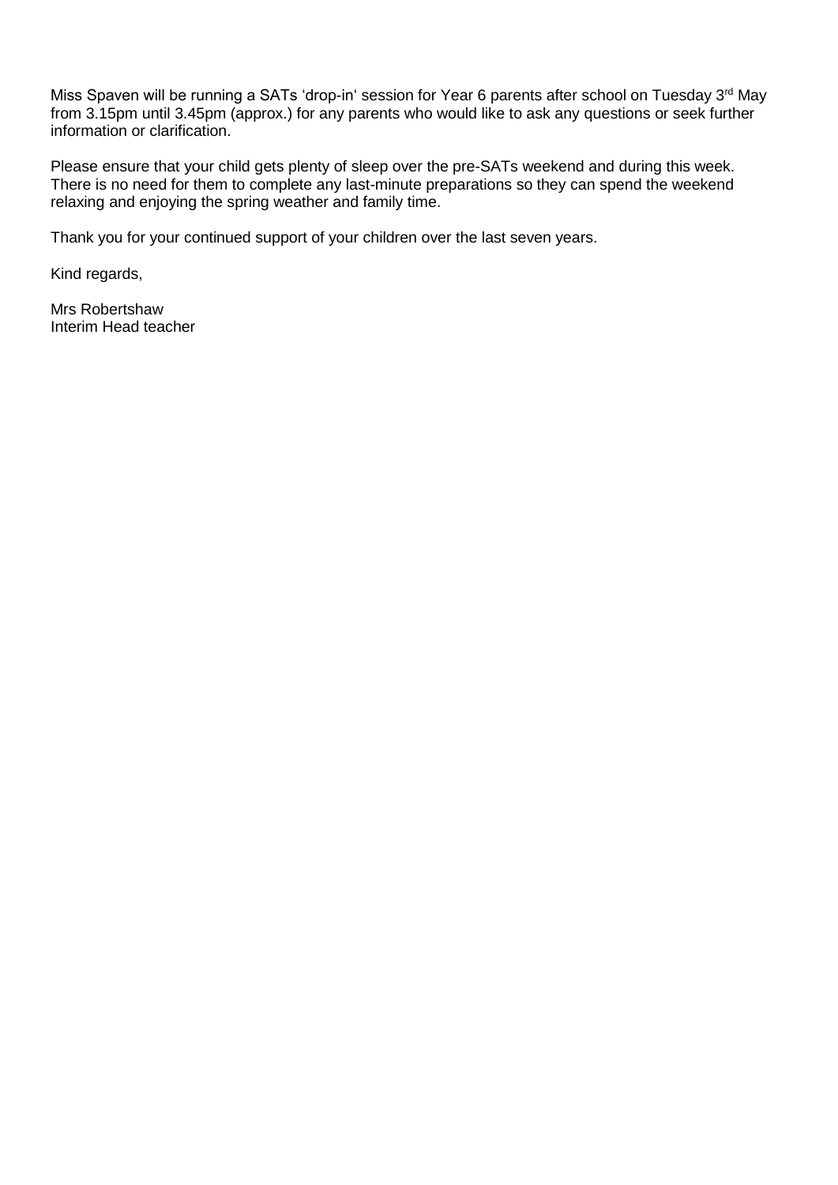Miss Spaven will be running a SATs 'drop-in' session for Year 6 parents after school on Tuesday 3rd May from 3.15pm until 3.45pm (approx.) for any parents who would like to ask any questions or seek further information or clarification.

Please ensure that your child gets plenty of sleep over the pre-SATs weekend and during this week. There is no need for them to complete any last-minute preparations so they can spend the weekend relaxing and enjoying the spring weather and family time.

Thank you for your continued support of your children over the last seven years.

Kind regards,

Mrs Robertshaw  
Interim Head teacher